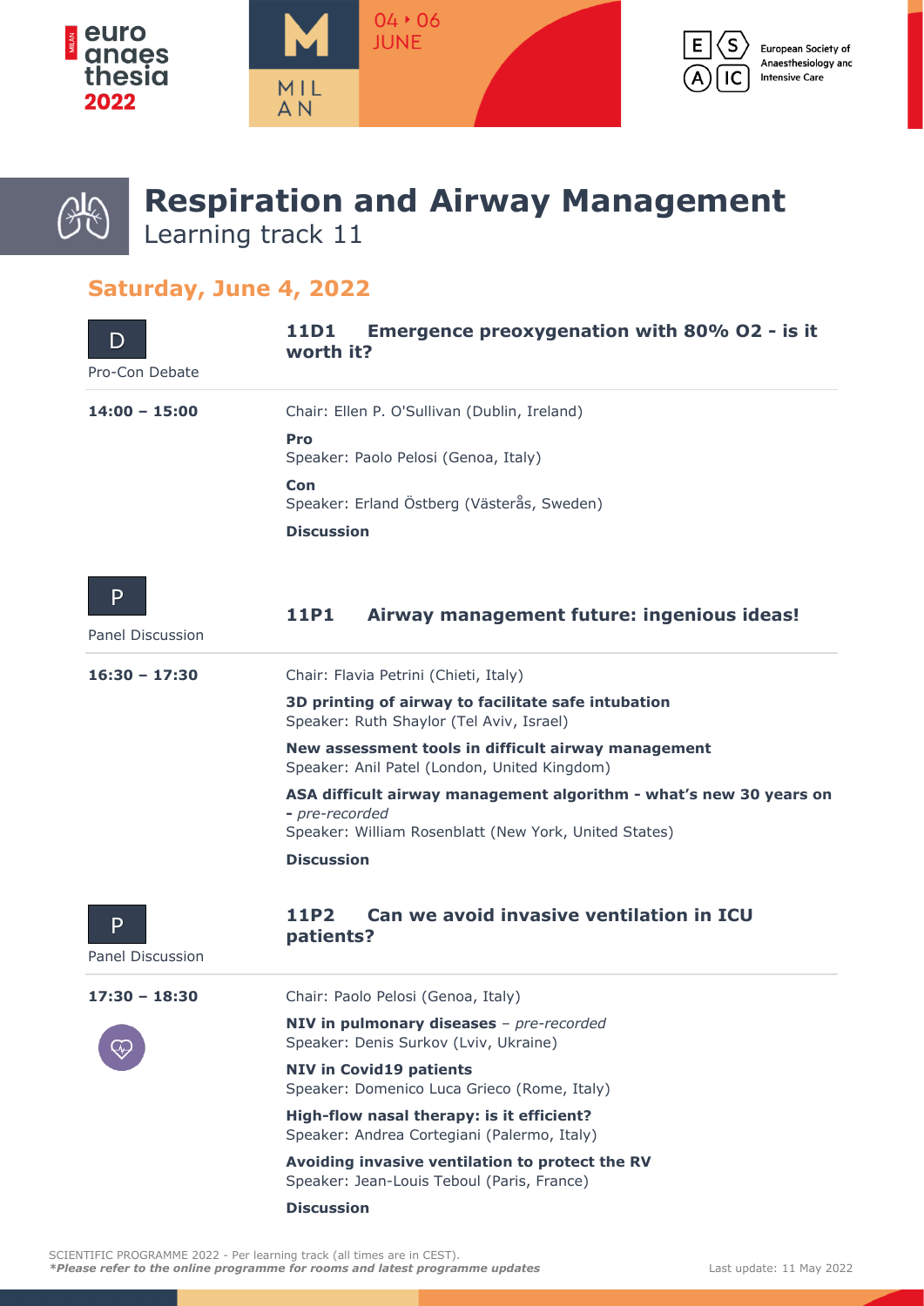# Respiration and Airway Management

Learning track 11

## Saturday, June 4, 2022

### D — Pro-Con Debate

**11D1 Emergence preoxygenation with 80% O2 - is it worth it?**

**14:00 – 15:00**

Chair: Ellen P. O'Sullivan (Dublin, Ireland)

**Pro**
Speaker: Paolo Pelosi (Genoa, Italy)

**Con**
Speaker: Erland Östberg (Västerås, Sweden)

**Discussion**

### P — Panel Discussion

**11P1 Airway management future: ingenious ideas!**

**16:30 – 17:30**

Chair: Flavia Petrini (Chieti, Italy)

**3D printing of airway to facilitate safe intubation**
Speaker: Ruth Shaylor (Tel Aviv, Israel)

**New assessment tools in difficult airway management**
Speaker: Anil Patel (London, United Kingdom)

**ASA difficult airway management algorithm - what's new 30 years on -** *pre-recorded*
Speaker: William Rosenblatt (New York, United States)

**Discussion**

### P — Panel Discussion

**11P2 Can we avoid invasive ventilation in ICU patients?**

**17:30 – 18:30**

Chair: Paolo Pelosi (Genoa, Italy)

**NIV in pulmonary diseases** – *pre-recorded*
Speaker: Denis Surkov (Lviv, Ukraine)

**NIV in Covid19 patients**
Speaker: Domenico Luca Grieco (Rome, Italy)

**High-flow nasal therapy: is it efficient?**
Speaker: Andrea Cortegiani (Palermo, Italy)

**Avoiding invasive ventilation to protect the RV**
Speaker: Jean-Louis Teboul (Paris, France)

**Discussion**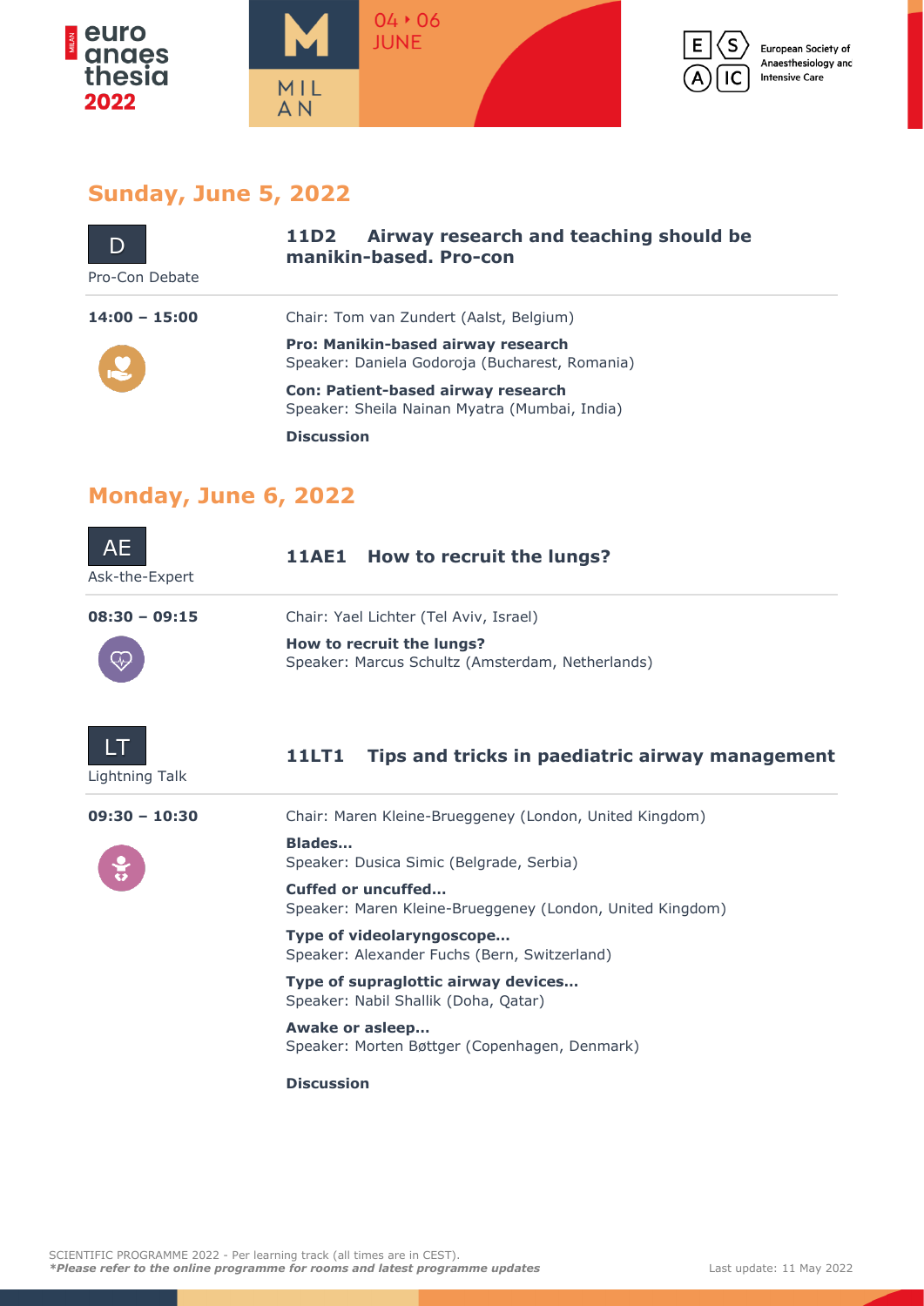## Sunday, June 5, 2022

**D**
Pro-Con Debate

### 11D2 Airway research and teaching should be manikin-based. Pro-con

**14:00 – 15:00**

Chair: Tom van Zundert (Aalst, Belgium)

**Pro: Manikin-based airway research**
Speaker: Daniela Godoroja (Bucharest, Romania)

**Con: Patient-based airway research**
Speaker: Sheila Nainan Myatra (Mumbai, India)

**Discussion**

## Monday, June 6, 2022

**AE**
Ask-the-Expert

### 11AE1 How to recruit the lungs?

**08:30 – 09:15**

Chair: Yael Lichter (Tel Aviv, Israel)

**How to recruit the lungs?**
Speaker: Marcus Schultz (Amsterdam, Netherlands)

**LT**
Lightning Talk

### 11LT1 Tips and tricks in paediatric airway management

**09:30 – 10:30**

Chair: Maren Kleine-Brueggeney (London, United Kingdom)

**Blades…**
Speaker: Dusica Simic (Belgrade, Serbia)

**Cuffed or uncuffed…**
Speaker: Maren Kleine-Brueggeney (London, United Kingdom)

**Type of videolaryngoscope…**
Speaker: Alexander Fuchs (Bern, Switzerland)

**Type of supraglottic airway devices…**
Speaker: Nabil Shallik (Doha, Qatar)

**Awake or asleep…**
Speaker: Morten Bøttger (Copenhagen, Denmark)

**Discussion**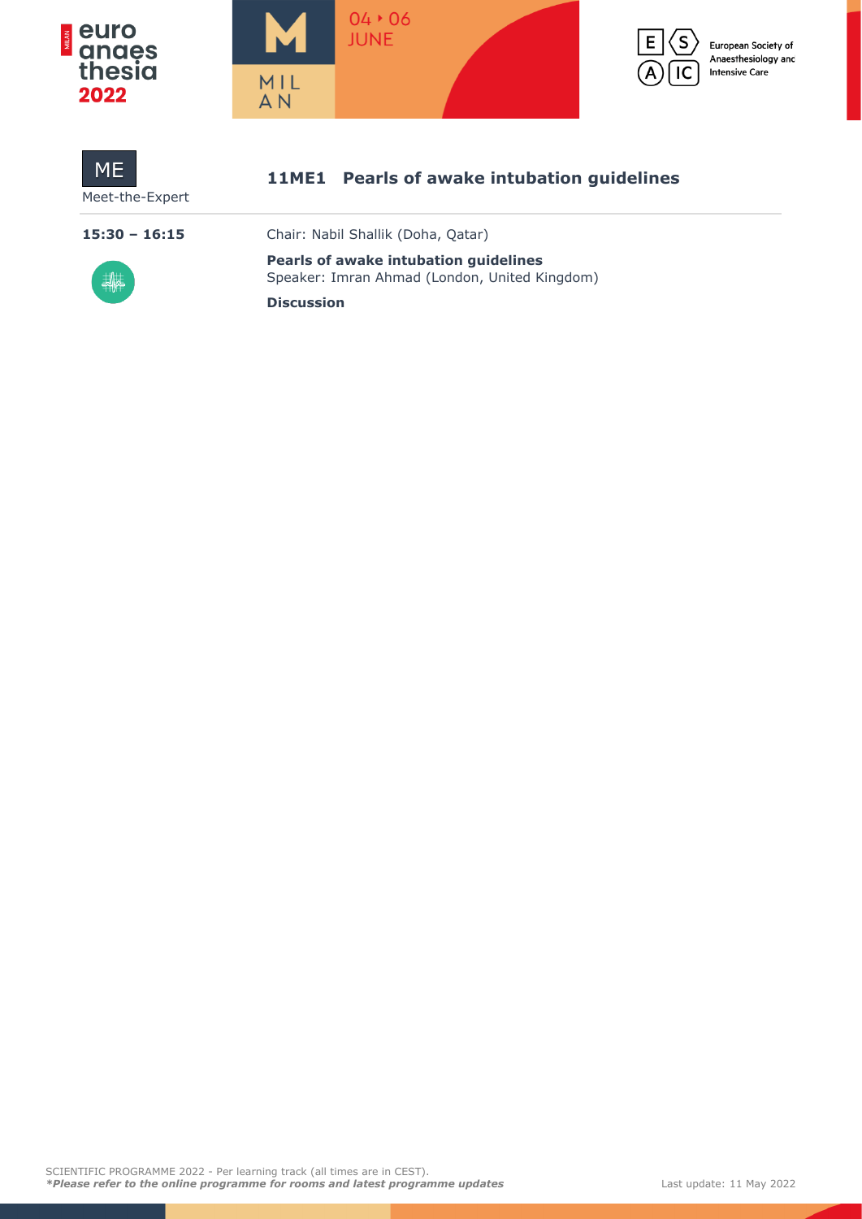ME

Meet-the-Expert

## 11ME1 Pearls of awake intubation guidelines

**15:30 – 16:15**

Chair: Nabil Shallik (Doha, Qatar)

**Pearls of awake intubation guidelines**
Speaker: Imran Ahmad (London, United Kingdom)

**Discussion**